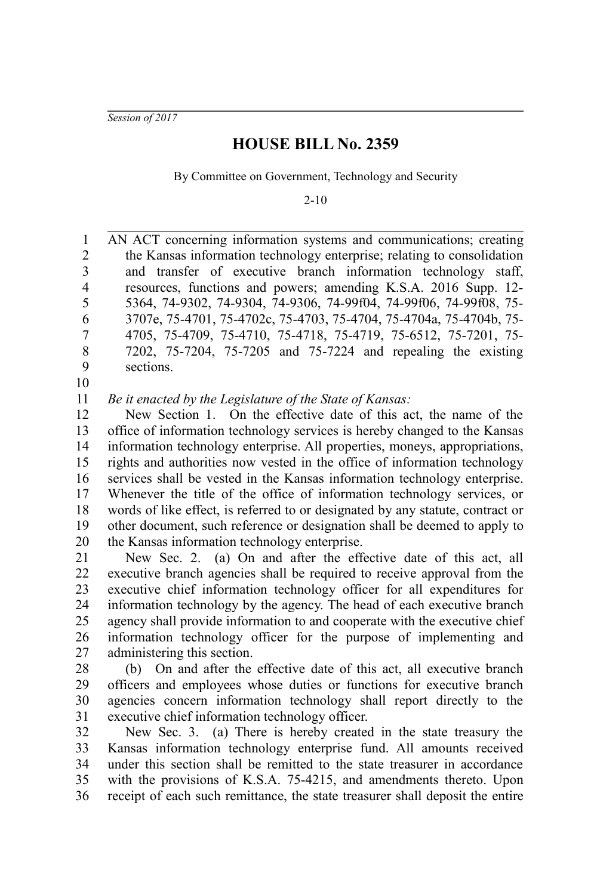*Session of 2017*

# HOUSE BILL No. 2359

By Committee on Government, Technology and Security

2-10

AN ACT concerning information systems and communications; creating the Kansas information technology enterprise; relating to consolidation and transfer of executive branch information technology staff, resources, functions and powers; amending K.S.A. 2016 Supp. 12-5364, 74-9302, 74-9304, 74-9306, 74-99f04, 74-99f06, 74-99f08, 75-3707e, 75-4701, 75-4702c, 75-4703, 75-4704, 75-4704a, 75-4704b, 75-4705, 75-4709, 75-4710, 75-4718, 75-4719, 75-6512, 75-7201, 75-7202, 75-7204, 75-7205 and 75-7224 and repealing the existing sections.

*Be it enacted by the Legislature of the State of Kansas:*

New Section 1. On the effective date of this act, the name of the office of information technology services is hereby changed to the Kansas information technology enterprise. All properties, moneys, appropriations, rights and authorities now vested in the office of information technology services shall be vested in the Kansas information technology enterprise. Whenever the title of the office of information technology services, or words of like effect, is referred to or designated by any statute, contract or other document, such reference or designation shall be deemed to apply to the Kansas information technology enterprise.

New Sec. 2. (a) On and after the effective date of this act, all executive branch agencies shall be required to receive approval from the executive chief information technology officer for all expenditures for information technology by the agency. The head of each executive branch agency shall provide information to and cooperate with the executive chief information technology officer for the purpose of implementing and administering this section.

(b) On and after the effective date of this act, all executive branch officers and employees whose duties or functions for executive branch agencies concern information technology shall report directly to the executive chief information technology officer.

New Sec. 3. (a) There is hereby created in the state treasury the Kansas information technology enterprise fund. All amounts received under this section shall be remitted to the state treasurer in accordance with the provisions of K.S.A. 75-4215, and amendments thereto. Upon receipt of each such remittance, the state treasurer shall deposit the entire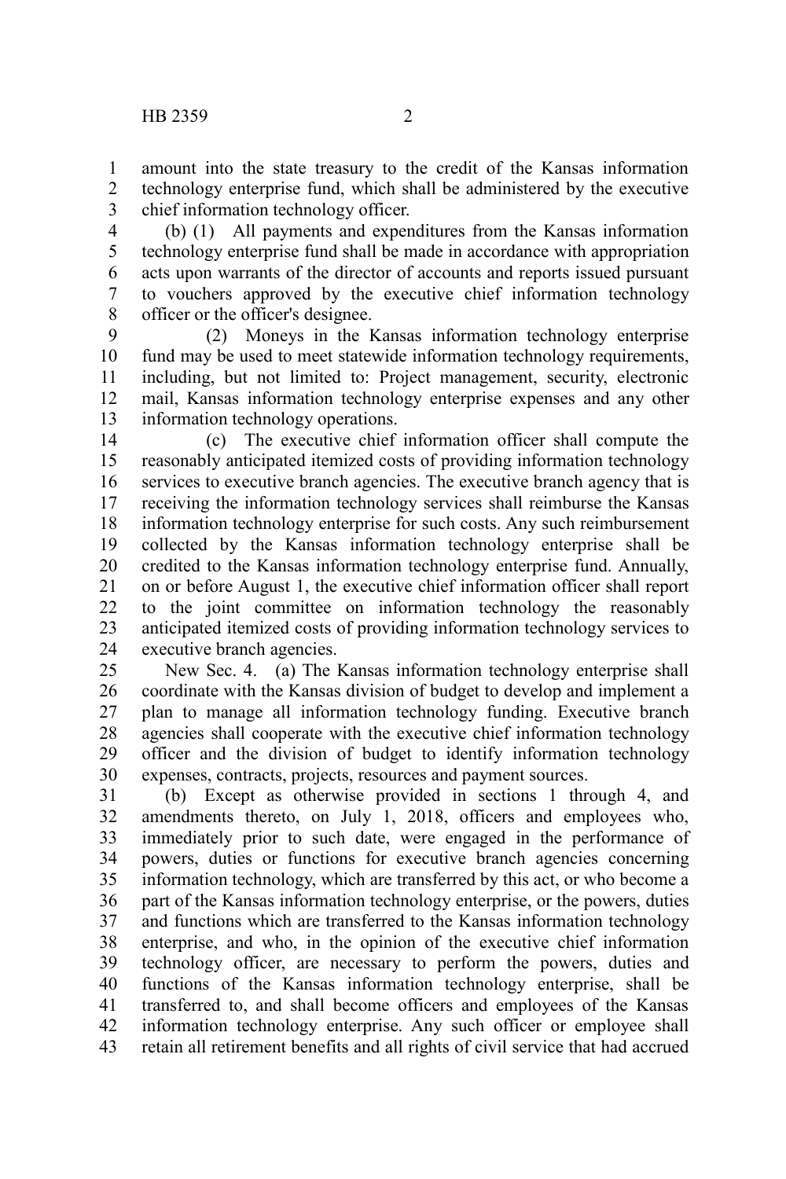amount into the state treasury to the credit of the Kansas information technology enterprise fund, which shall be administered by the executive chief information technology officer.

(b) (1) All payments and expenditures from the Kansas information technology enterprise fund shall be made in accordance with appropriation acts upon warrants of the director of accounts and reports issued pursuant to vouchers approved by the executive chief information technology officer or the officer's designee.

(2) Moneys in the Kansas information technology enterprise fund may be used to meet statewide information technology requirements, including, but not limited to: Project management, security, electronic mail, Kansas information technology enterprise expenses and any other information technology operations.

(c) The executive chief information officer shall compute the reasonably anticipated itemized costs of providing information technology services to executive branch agencies. The executive branch agency that is receiving the information technology services shall reimburse the Kansas information technology enterprise for such costs. Any such reimbursement collected by the Kansas information technology enterprise shall be credited to the Kansas information technology enterprise fund. Annually, on or before August 1, the executive chief information officer shall report to the joint committee on information technology the reasonably anticipated itemized costs of providing information technology services to executive branch agencies.

New Sec. 4. (a) The Kansas information technology enterprise shall coordinate with the Kansas division of budget to develop and implement a plan to manage all information technology funding. Executive branch agencies shall cooperate with the executive chief information technology officer and the division of budget to identify information technology expenses, contracts, projects, resources and payment sources.

(b) Except as otherwise provided in sections 1 through 4, and amendments thereto, on July 1, 2018, officers and employees who, immediately prior to such date, were engaged in the performance of powers, duties or functions for executive branch agencies concerning information technology, which are transferred by this act, or who become a part of the Kansas information technology enterprise, or the powers, duties and functions which are transferred to the Kansas information technology enterprise, and who, in the opinion of the executive chief information technology officer, are necessary to perform the powers, duties and functions of the Kansas information technology enterprise, shall be transferred to, and shall become officers and employees of the Kansas information technology enterprise. Any such officer or employee shall retain all retirement benefits and all rights of civil service that had accrued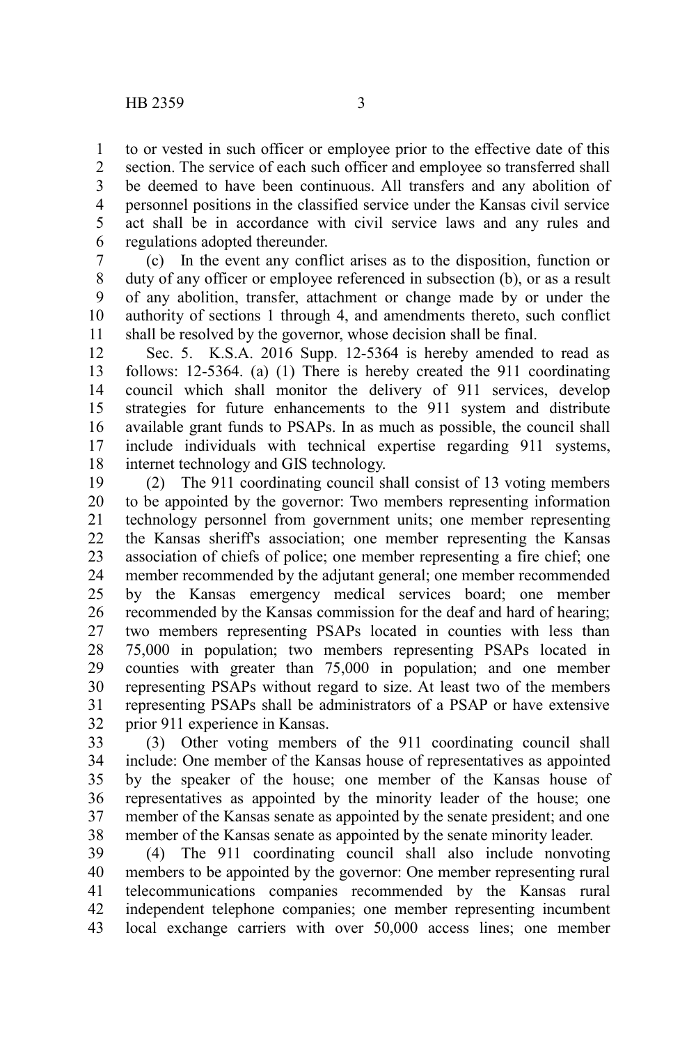to or vested in such officer or employee prior to the effective date of this section. The service of each such officer and employee so transferred shall be deemed to have been continuous. All transfers and any abolition of personnel positions in the classified service under the Kansas civil service act shall be in accordance with civil service laws and any rules and regulations adopted thereunder.

(c) In the event any conflict arises as to the disposition, function or duty of any officer or employee referenced in subsection (b), or as a result of any abolition, transfer, attachment or change made by or under the authority of sections 1 through 4, and amendments thereto, such conflict shall be resolved by the governor, whose decision shall be final.

Sec. 5. K.S.A. 2016 Supp. 12-5364 is hereby amended to read as follows: 12-5364. (a) (1) There is hereby created the 911 coordinating council which shall monitor the delivery of 911 services, develop strategies for future enhancements to the 911 system and distribute available grant funds to PSAPs. In as much as possible, the council shall include individuals with technical expertise regarding 911 systems, internet technology and GIS technology.

(2) The 911 coordinating council shall consist of 13 voting members to be appointed by the governor: Two members representing information technology personnel from government units; one member representing the Kansas sheriff's association; one member representing the Kansas association of chiefs of police; one member representing a fire chief; one member recommended by the adjutant general; one member recommended by the Kansas emergency medical services board; one member recommended by the Kansas commission for the deaf and hard of hearing; two members representing PSAPs located in counties with less than 75,000 in population; two members representing PSAPs located in counties with greater than 75,000 in population; and one member representing PSAPs without regard to size. At least two of the members representing PSAPs shall be administrators of a PSAP or have extensive prior 911 experience in Kansas.

(3) Other voting members of the 911 coordinating council shall include: One member of the Kansas house of representatives as appointed by the speaker of the house; one member of the Kansas house of representatives as appointed by the minority leader of the house; one member of the Kansas senate as appointed by the senate president; and one member of the Kansas senate as appointed by the senate minority leader.

(4) The 911 coordinating council shall also include nonvoting members to be appointed by the governor: One member representing rural telecommunications companies recommended by the Kansas rural independent telephone companies; one member representing incumbent local exchange carriers with over 50,000 access lines; one member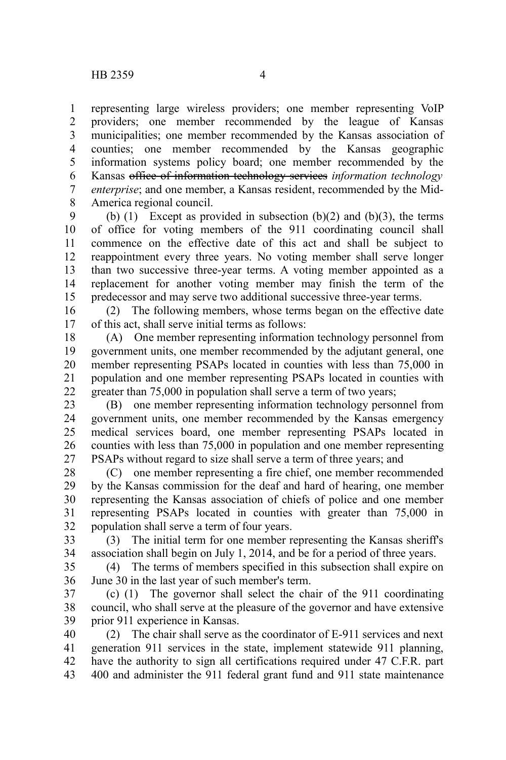representing large wireless providers; one member representing VoIP providers; one member recommended by the league of Kansas municipalities; one member recommended by the Kansas association of counties; one member recommended by the Kansas geographic information systems policy board; one member recommended by the Kansas ~~office of information technology services~~ *information technology enterprise*; and one member, a Kansas resident, recommended by the Mid-America regional council.

(b) (1) Except as provided in subsection (b)(2) and (b)(3), the terms of office for voting members of the 911 coordinating council shall commence on the effective date of this act and shall be subject to reappointment every three years. No voting member shall serve longer than two successive three-year terms. A voting member appointed as a replacement for another voting member may finish the term of the predecessor and may serve two additional successive three-year terms.

(2) The following members, whose terms began on the effective date of this act, shall serve initial terms as follows:

(A) One member representing information technology personnel from government units, one member recommended by the adjutant general, one member representing PSAPs located in counties with less than 75,000 in population and one member representing PSAPs located in counties with greater than 75,000 in population shall serve a term of two years;

(B) one member representing information technology personnel from government units, one member recommended by the Kansas emergency medical services board, one member representing PSAPs located in counties with less than 75,000 in population and one member representing PSAPs without regard to size shall serve a term of three years; and

(C) one member representing a fire chief, one member recommended by the Kansas commission for the deaf and hard of hearing, one member representing the Kansas association of chiefs of police and one member representing PSAPs located in counties with greater than 75,000 in population shall serve a term of four years.

(3) The initial term for one member representing the Kansas sheriff's association shall begin on July 1, 2014, and be for a period of three years.

(4) The terms of members specified in this subsection shall expire on June 30 in the last year of such member's term.

(c) (1) The governor shall select the chair of the 911 coordinating council, who shall serve at the pleasure of the governor and have extensive prior 911 experience in Kansas.

(2) The chair shall serve as the coordinator of E-911 services and next generation 911 services in the state, implement statewide 911 planning, have the authority to sign all certifications required under 47 C.F.R. part 400 and administer the 911 federal grant fund and 911 state maintenance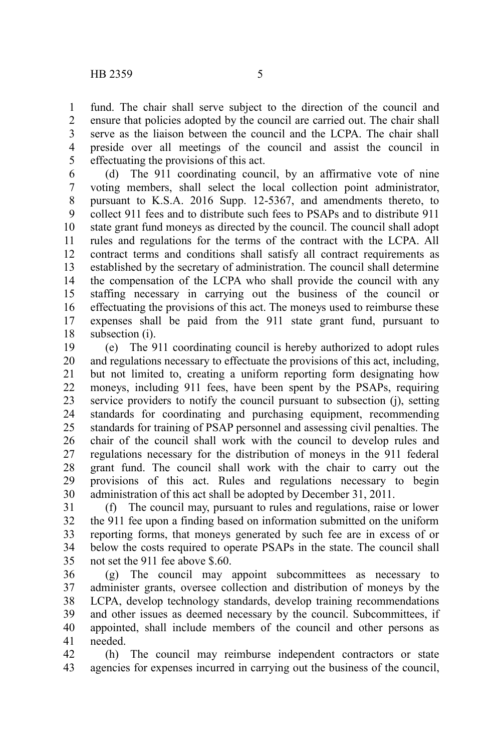fund. The chair shall serve subject to the direction of the council and ensure that policies adopted by the council are carried out. The chair shall serve as the liaison between the council and the LCPA. The chair shall preside over all meetings of the council and assist the council in effectuating the provisions of this act.

(d) The 911 coordinating council, by an affirmative vote of nine voting members, shall select the local collection point administrator, pursuant to K.S.A. 2016 Supp. 12-5367, and amendments thereto, to collect 911 fees and to distribute such fees to PSAPs and to distribute 911 state grant fund moneys as directed by the council. The council shall adopt rules and regulations for the terms of the contract with the LCPA. All contract terms and conditions shall satisfy all contract requirements as established by the secretary of administration. The council shall determine the compensation of the LCPA who shall provide the council with any staffing necessary in carrying out the business of the council or effectuating the provisions of this act. The moneys used to reimburse these expenses shall be paid from the 911 state grant fund, pursuant to subsection (i).

(e) The 911 coordinating council is hereby authorized to adopt rules and regulations necessary to effectuate the provisions of this act, including, but not limited to, creating a uniform reporting form designating how moneys, including 911 fees, have been spent by the PSAPs, requiring service providers to notify the council pursuant to subsection (j), setting standards for coordinating and purchasing equipment, recommending standards for training of PSAP personnel and assessing civil penalties. The chair of the council shall work with the council to develop rules and regulations necessary for the distribution of moneys in the 911 federal grant fund. The council shall work with the chair to carry out the provisions of this act. Rules and regulations necessary to begin administration of this act shall be adopted by December 31, 2011.

(f) The council may, pursuant to rules and regulations, raise or lower the 911 fee upon a finding based on information submitted on the uniform reporting forms, that moneys generated by such fee are in excess of or below the costs required to operate PSAPs in the state. The council shall not set the 911 fee above $.60.

(g) The council may appoint subcommittees as necessary to administer grants, oversee collection and distribution of moneys by the LCPA, develop technology standards, develop training recommendations and other issues as deemed necessary by the council. Subcommittees, if appointed, shall include members of the council and other persons as needed.

(h) The council may reimburse independent contractors or state agencies for expenses incurred in carrying out the business of the council,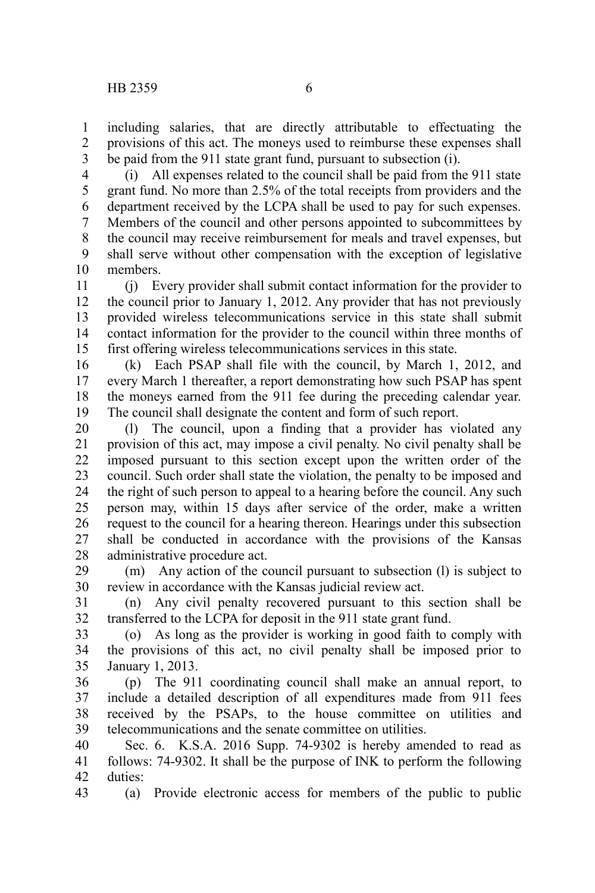including salaries, that are directly attributable to effectuating the provisions of this act. The moneys used to reimburse these expenses shall be paid from the 911 state grant fund, pursuant to subsection (i).

(i) All expenses related to the council shall be paid from the 911 state grant fund. No more than 2.5% of the total receipts from providers and the department received by the LCPA shall be used to pay for such expenses. Members of the council and other persons appointed to subcommittees by the council may receive reimbursement for meals and travel expenses, but shall serve without other compensation with the exception of legislative members.

(j) Every provider shall submit contact information for the provider to the council prior to January 1, 2012. Any provider that has not previously provided wireless telecommunications service in this state shall submit contact information for the provider to the council within three months of first offering wireless telecommunications services in this state.

(k) Each PSAP shall file with the council, by March 1, 2012, and every March 1 thereafter, a report demonstrating how such PSAP has spent the moneys earned from the 911 fee during the preceding calendar year. The council shall designate the content and form of such report.

(l) The council, upon a finding that a provider has violated any provision of this act, may impose a civil penalty. No civil penalty shall be imposed pursuant to this section except upon the written order of the council. Such order shall state the violation, the penalty to be imposed and the right of such person to appeal to a hearing before the council. Any such person may, within 15 days after service of the order, make a written request to the council for a hearing thereon. Hearings under this subsection shall be conducted in accordance with the provisions of the Kansas administrative procedure act.

(m) Any action of the council pursuant to subsection (l) is subject to review in accordance with the Kansas judicial review act.

(n) Any civil penalty recovered pursuant to this section shall be transferred to the LCPA for deposit in the 911 state grant fund.

(o) As long as the provider is working in good faith to comply with the provisions of this act, no civil penalty shall be imposed prior to January 1, 2013.

(p) The 911 coordinating council shall make an annual report, to include a detailed description of all expenditures made from 911 fees received by the PSAPs, to the house committee on utilities and telecommunications and the senate committee on utilities.

Sec. 6. K.S.A. 2016 Supp. 74-9302 is hereby amended to read as follows: 74-9302. It shall be the purpose of INK to perform the following duties:

(a) Provide electronic access for members of the public to public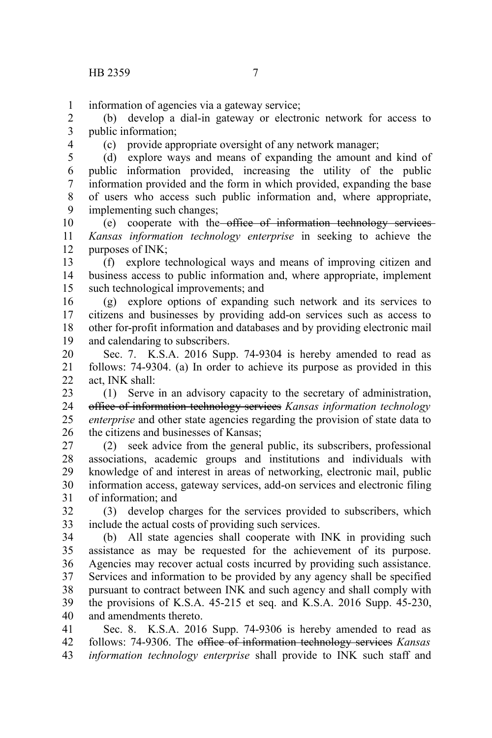information of agencies via a gateway service;

(b) develop a dial-in gateway or electronic network for access to public information;

(c) provide appropriate oversight of any network manager;

(d) explore ways and means of expanding the amount and kind of public information provided, increasing the utility of the public information provided and the form in which provided, expanding the base of users who access such public information and, where appropriate, implementing such changes;

(e) cooperate with the ~~office of information technology services~~ *Kansas information technology enterprise* in seeking to achieve the purposes of INK;

(f) explore technological ways and means of improving citizen and business access to public information and, where appropriate, implement such technological improvements; and

(g) explore options of expanding such network and its services to citizens and businesses by providing add-on services such as access to other for-profit information and databases and by providing electronic mail and calendaring to subscribers.

Sec. 7. K.S.A. 2016 Supp. 74-9304 is hereby amended to read as follows: 74-9304. (a) In order to achieve its purpose as provided in this act, INK shall:

(1) Serve in an advisory capacity to the secretary of administration, ~~office of information technology services~~ *Kansas information technology enterprise* and other state agencies regarding the provision of state data to the citizens and businesses of Kansas;

(2) seek advice from the general public, its subscribers, professional associations, academic groups and institutions and individuals with knowledge of and interest in areas of networking, electronic mail, public information access, gateway services, add-on services and electronic filing of information; and

(3) develop charges for the services provided to subscribers, which include the actual costs of providing such services.

(b) All state agencies shall cooperate with INK in providing such assistance as may be requested for the achievement of its purpose. Agencies may recover actual costs incurred by providing such assistance. Services and information to be provided by any agency shall be specified pursuant to contract between INK and such agency and shall comply with the provisions of K.S.A. 45-215 et seq. and K.S.A. 2016 Supp. 45-230, and amendments thereto.

Sec. 8. K.S.A. 2016 Supp. 74-9306 is hereby amended to read as follows: 74-9306. The ~~office of information technology services~~ *Kansas information technology enterprise* shall provide to INK such staff and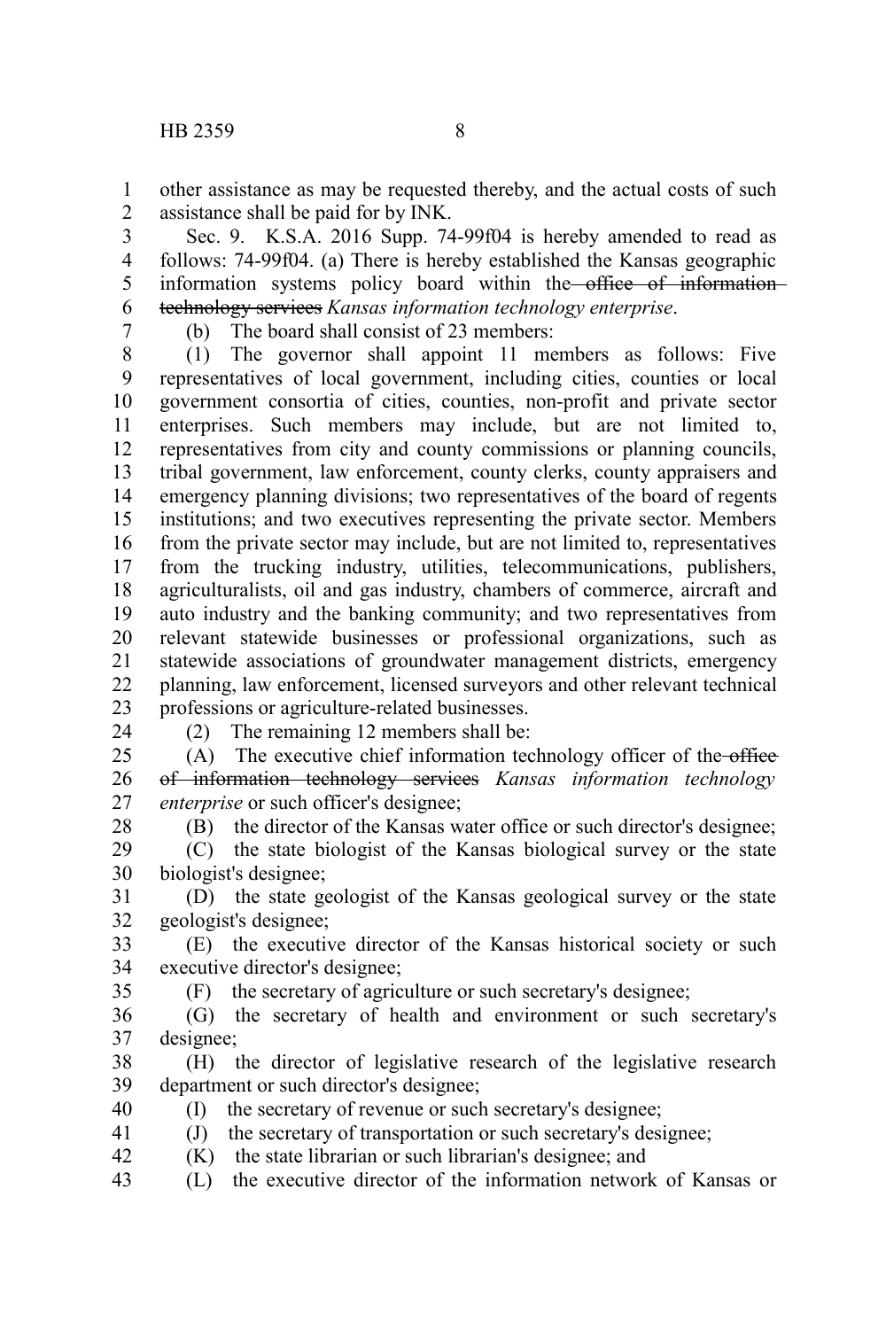other assistance as may be requested thereby, and the actual costs of such assistance shall be paid for by INK.

Sec. 9. K.S.A. 2016 Supp. 74-99f04 is hereby amended to read as follows: 74-99f04. (a) There is hereby established the Kansas geographic information systems policy board within the ~~office of information technology services~~ *Kansas information technology enterprise*.

(b) The board shall consist of 23 members:

(1) The governor shall appoint 11 members as follows: Five representatives of local government, including cities, counties or local government consortia of cities, counties, non-profit and private sector enterprises. Such members may include, but are not limited to, representatives from city and county commissions or planning councils, tribal government, law enforcement, county clerks, county appraisers and emergency planning divisions; two representatives of the board of regents institutions; and two executives representing the private sector. Members from the private sector may include, but are not limited to, representatives from the trucking industry, utilities, telecommunications, publishers, agriculturalists, oil and gas industry, chambers of commerce, aircraft and auto industry and the banking community; and two representatives from relevant statewide businesses or professional organizations, such as statewide associations of groundwater management districts, emergency planning, law enforcement, licensed surveyors and other relevant technical professions or agriculture-related businesses.

(2) The remaining 12 members shall be:

(A) The executive chief information technology officer of the ~~office of information technology services~~ *Kansas information technology enterprise* or such officer's designee;

(B) the director of the Kansas water office or such director's designee;

(C) the state biologist of the Kansas biological survey or the state biologist's designee;

(D) the state geologist of the Kansas geological survey or the state geologist's designee;

(E) the executive director of the Kansas historical society or such executive director's designee;

(F) the secretary of agriculture or such secretary's designee;

(G) the secretary of health and environment or such secretary's designee;

(H) the director of legislative research of the legislative research department or such director's designee;

(I) the secretary of revenue or such secretary's designee;

(J) the secretary of transportation or such secretary's designee;

(K) the state librarian or such librarian's designee; and

(L) the executive director of the information network of Kansas or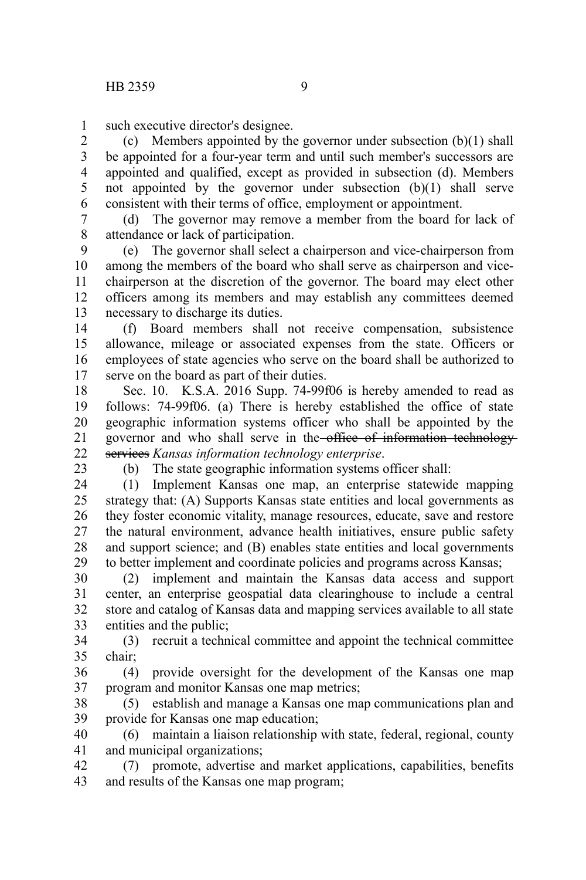such executive director's designee.

(c) Members appointed by the governor under subsection (b)(1) shall be appointed for a four-year term and until such member's successors are appointed and qualified, except as provided in subsection (d). Members not appointed by the governor under subsection (b)(1) shall serve consistent with their terms of office, employment or appointment.

(d) The governor may remove a member from the board for lack of attendance or lack of participation.

(e) The governor shall select a chairperson and vice-chairperson from among the members of the board who shall serve as chairperson and vice-chairperson at the discretion of the governor. The board may elect other officers among its members and may establish any committees deemed necessary to discharge its duties.

(f) Board members shall not receive compensation, subsistence allowance, mileage or associated expenses from the state. Officers or employees of state agencies who serve on the board shall be authorized to serve on the board as part of their duties.

Sec. 10. K.S.A. 2016 Supp. 74-99f06 is hereby amended to read as follows: 74-99f06. (a) There is hereby established the office of state geographic information systems officer who shall be appointed by the governor and who shall serve in the ~~office of information technology services~~ *Kansas information technology enterprise*.

(b) The state geographic information systems officer shall:

(1) Implement Kansas one map, an enterprise statewide mapping strategy that: (A) Supports Kansas state entities and local governments as they foster economic vitality, manage resources, educate, save and restore the natural environment, advance health initiatives, ensure public safety and support science; and (B) enables state entities and local governments to better implement and coordinate policies and programs across Kansas;

(2) implement and maintain the Kansas data access and support center, an enterprise geospatial data clearinghouse to include a central store and catalog of Kansas data and mapping services available to all state entities and the public;

(3) recruit a technical committee and appoint the technical committee chair;

(4) provide oversight for the development of the Kansas one map program and monitor Kansas one map metrics;

(5) establish and manage a Kansas one map communications plan and provide for Kansas one map education;

(6) maintain a liaison relationship with state, federal, regional, county and municipal organizations;

(7) promote, advertise and market applications, capabilities, benefits and results of the Kansas one map program;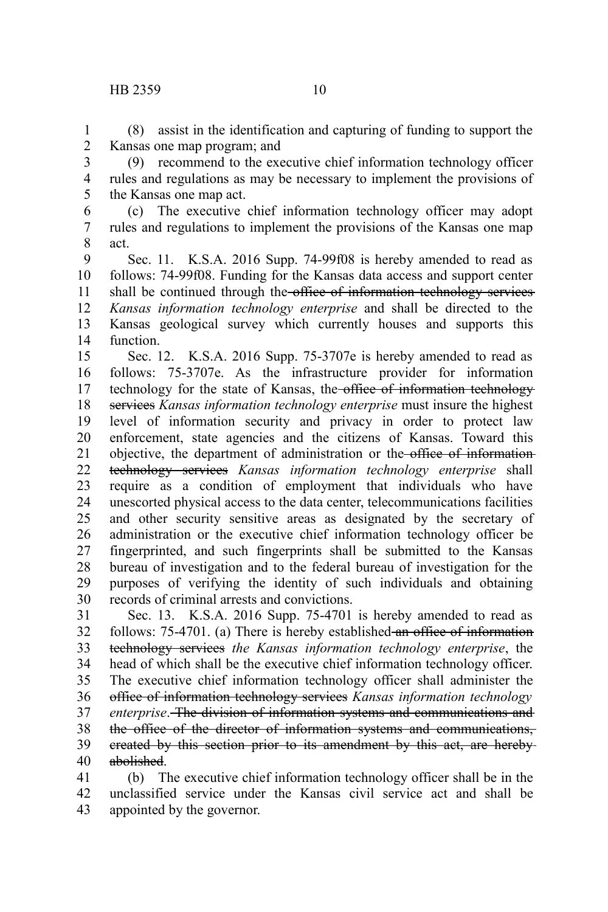(8) assist in the identification and capturing of funding to support the Kansas one map program; and

(9) recommend to the executive chief information technology officer rules and regulations as may be necessary to implement the provisions of the Kansas one map act.

(c) The executive chief information technology officer may adopt rules and regulations to implement the provisions of the Kansas one map act.

Sec. 11. K.S.A. 2016 Supp. 74-99f08 is hereby amended to read as follows: 74-99f08. Funding for the Kansas data access and support center shall be continued through the ~~office of information technology services~~ *Kansas information technology enterprise* and shall be directed to the Kansas geological survey which currently houses and supports this function.

Sec. 12. K.S.A. 2016 Supp. 75-3707e is hereby amended to read as follows: 75-3707e. As the infrastructure provider for information technology for the state of Kansas, the ~~office of information technology services~~ *Kansas information technology enterprise* must insure the highest level of information security and privacy in order to protect law enforcement, state agencies and the citizens of Kansas. Toward this objective, the department of administration or the ~~office of information technology services~~ *Kansas information technology enterprise* shall require as a condition of employment that individuals who have unescorted physical access to the data center, telecommunications facilities and other security sensitive areas as designated by the secretary of administration or the executive chief information technology officer be fingerprinted, and such fingerprints shall be submitted to the Kansas bureau of investigation and to the federal bureau of investigation for the purposes of verifying the identity of such individuals and obtaining records of criminal arrests and convictions.

Sec. 13. K.S.A. 2016 Supp. 75-4701 is hereby amended to read as follows: 75-4701. (a) There is hereby established ~~an office of information technology services~~ *the Kansas information technology enterprise*, the head of which shall be the executive chief information technology officer. The executive chief information technology officer shall administer the ~~office of information technology services~~ *Kansas information technology enterprise*. ~~The division of information systems and communications and the office of the director of information systems and communications, created by this section prior to its amendment by this act, are hereby abolished~~.

(b) The executive chief information technology officer shall be in the unclassified service under the Kansas civil service act and shall be appointed by the governor.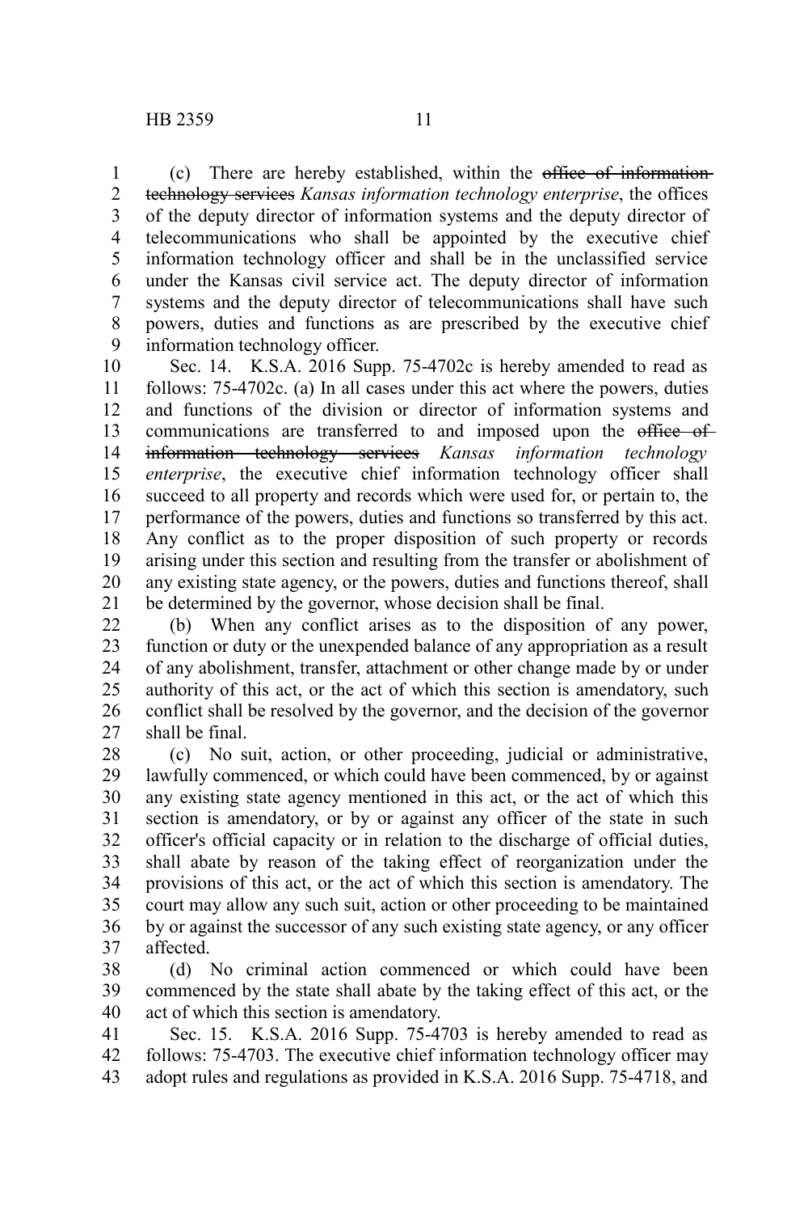(c) There are hereby established, within the ~~office of information technology services~~ *Kansas information technology enterprise*, the offices of the deputy director of information systems and the deputy director of telecommunications who shall be appointed by the executive chief information technology officer and shall be in the unclassified service under the Kansas civil service act. The deputy director of information systems and the deputy director of telecommunications shall have such powers, duties and functions as are prescribed by the executive chief information technology officer.

Sec. 14. K.S.A. 2016 Supp. 75-4702c is hereby amended to read as follows: 75-4702c. (a) In all cases under this act where the powers, duties and functions of the division or director of information systems and communications are transferred to and imposed upon the ~~office of information technology services~~ *Kansas information technology enterprise*, the executive chief information technology officer shall succeed to all property and records which were used for, or pertain to, the performance of the powers, duties and functions so transferred by this act. Any conflict as to the proper disposition of such property or records arising under this section and resulting from the transfer or abolishment of any existing state agency, or the powers, duties and functions thereof, shall be determined by the governor, whose decision shall be final.

(b) When any conflict arises as to the disposition of any power, function or duty or the unexpended balance of any appropriation as a result of any abolishment, transfer, attachment or other change made by or under authority of this act, or the act of which this section is amendatory, such conflict shall be resolved by the governor, and the decision of the governor shall be final.

(c) No suit, action, or other proceeding, judicial or administrative, lawfully commenced, or which could have been commenced, by or against any existing state agency mentioned in this act, or the act of which this section is amendatory, or by or against any officer of the state in such officer's official capacity or in relation to the discharge of official duties, shall abate by reason of the taking effect of reorganization under the provisions of this act, or the act of which this section is amendatory. The court may allow any such suit, action or other proceeding to be maintained by or against the successor of any such existing state agency, or any officer affected.

(d) No criminal action commenced or which could have been commenced by the state shall abate by the taking effect of this act, or the act of which this section is amendatory.

Sec. 15. K.S.A. 2016 Supp. 75-4703 is hereby amended to read as follows: 75-4703. The executive chief information technology officer may adopt rules and regulations as provided in K.S.A. 2016 Supp. 75-4718, and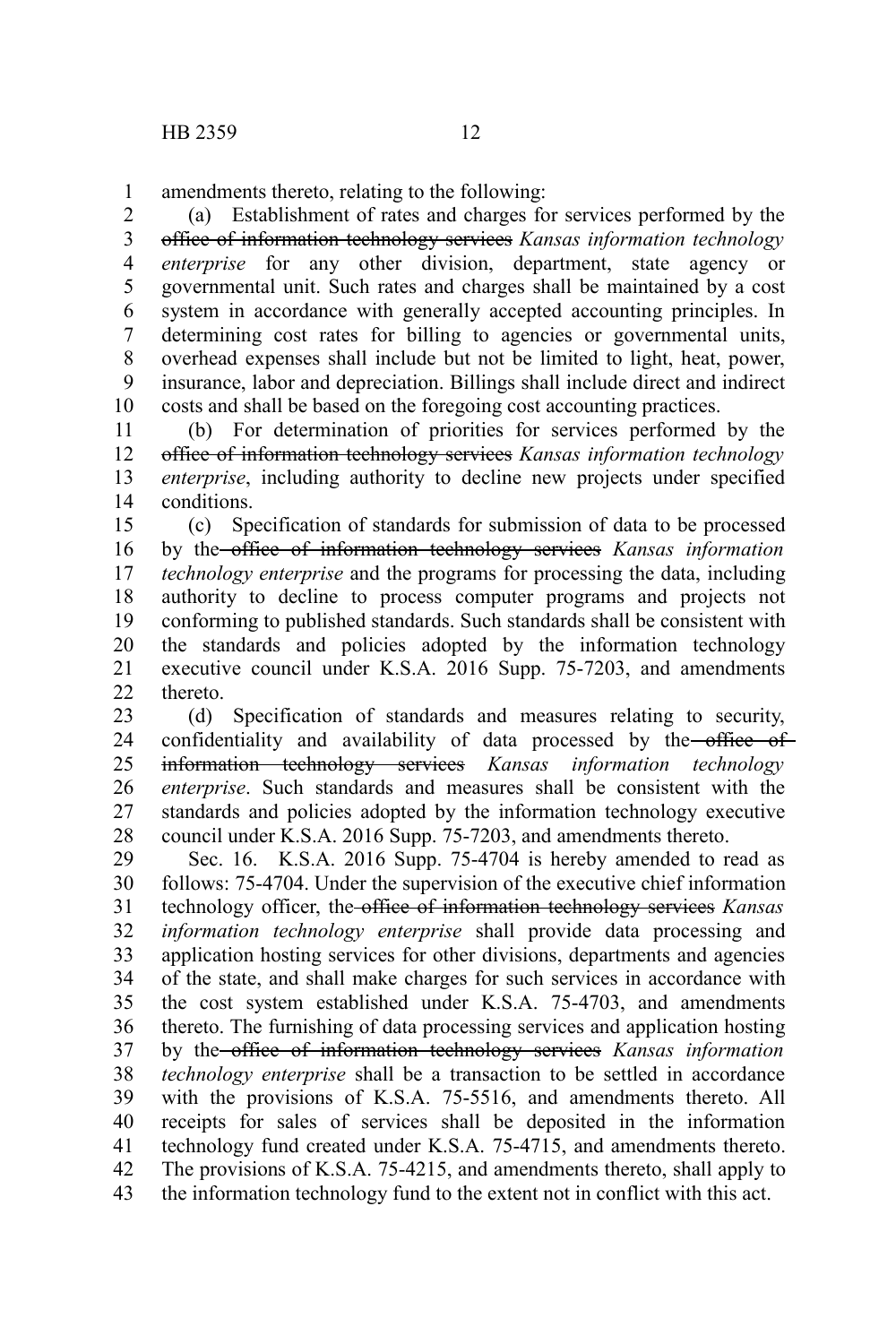amendments thereto, relating to the following:

(a) Establishment of rates and charges for services performed by the ~~office of information technology services~~ *Kansas information technology enterprise* for any other division, department, state agency or governmental unit. Such rates and charges shall be maintained by a cost system in accordance with generally accepted accounting principles. In determining cost rates for billing to agencies or governmental units, overhead expenses shall include but not be limited to light, heat, power, insurance, labor and depreciation. Billings shall include direct and indirect costs and shall be based on the foregoing cost accounting practices.

(b) For determination of priorities for services performed by the ~~office of information technology services~~ *Kansas information technology enterprise*, including authority to decline new projects under specified conditions.

(c) Specification of standards for submission of data to be processed by the ~~office of information technology services~~ *Kansas information technology enterprise* and the programs for processing the data, including authority to decline to process computer programs and projects not conforming to published standards. Such standards shall be consistent with the standards and policies adopted by the information technology executive council under K.S.A. 2016 Supp. 75-7203, and amendments thereto.

(d) Specification of standards and measures relating to security, confidentiality and availability of data processed by the ~~office of information technology services~~ *Kansas information technology enterprise*. Such standards and measures shall be consistent with the standards and policies adopted by the information technology executive council under K.S.A. 2016 Supp. 75-7203, and amendments thereto.

Sec. 16. K.S.A. 2016 Supp. 75-4704 is hereby amended to read as follows: 75-4704. Under the supervision of the executive chief information technology officer, the ~~office of information technology services~~ *Kansas information technology enterprise* shall provide data processing and application hosting services for other divisions, departments and agencies of the state, and shall make charges for such services in accordance with the cost system established under K.S.A. 75-4703, and amendments thereto. The furnishing of data processing services and application hosting by the ~~office of information technology services~~ *Kansas information technology enterprise* shall be a transaction to be settled in accordance with the provisions of K.S.A. 75-5516, and amendments thereto. All receipts for sales of services shall be deposited in the information technology fund created under K.S.A. 75-4715, and amendments thereto. The provisions of K.S.A. 75-4215, and amendments thereto, shall apply to the information technology fund to the extent not in conflict with this act.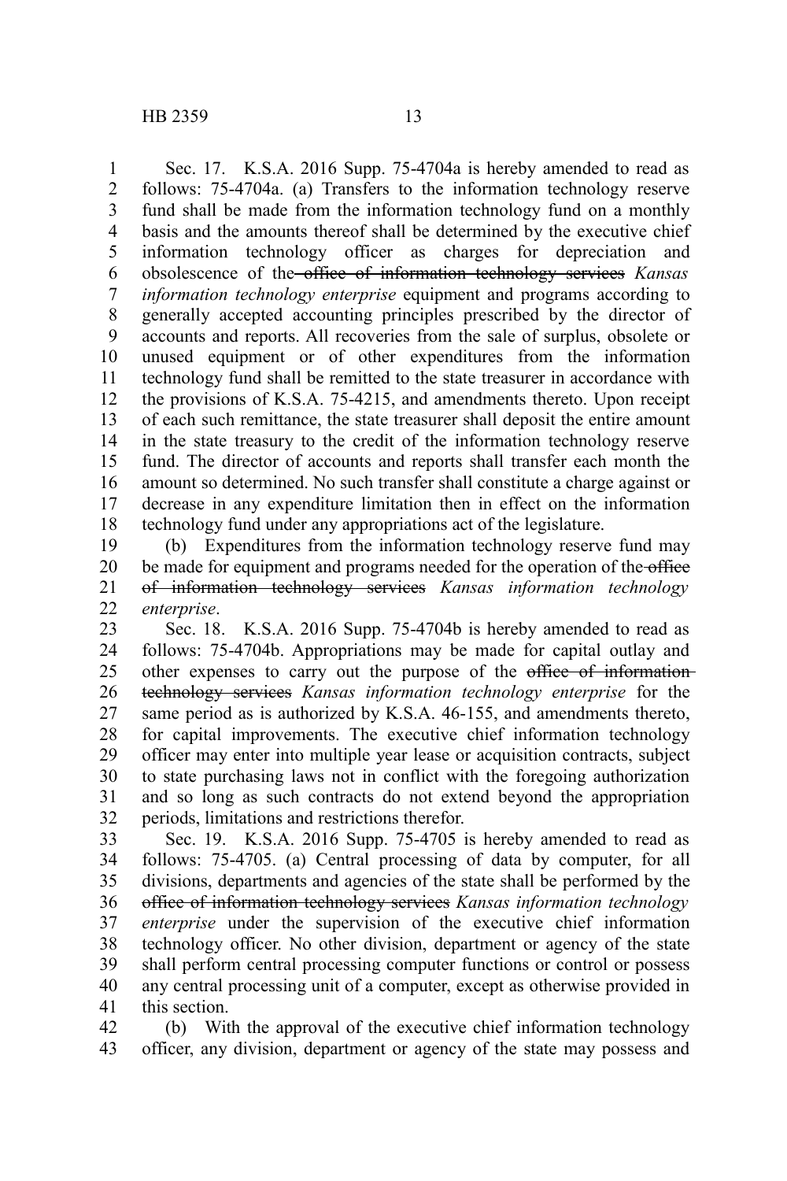Sec. 17. K.S.A. 2016 Supp. 75-4704a is hereby amended to read as follows: 75-4704a. (a) Transfers to the information technology reserve fund shall be made from the information technology fund on a monthly basis and the amounts thereof shall be determined by the executive chief information technology officer as charges for depreciation and obsolescence of the ~~office of information technology services~~ *Kansas information technology enterprise* equipment and programs according to generally accepted accounting principles prescribed by the director of accounts and reports. All recoveries from the sale of surplus, obsolete or unused equipment or of other expenditures from the information technology fund shall be remitted to the state treasurer in accordance with the provisions of K.S.A. 75-4215, and amendments thereto. Upon receipt of each such remittance, the state treasurer shall deposit the entire amount in the state treasury to the credit of the information technology reserve fund. The director of accounts and reports shall transfer each month the amount so determined. No such transfer shall constitute a charge against or decrease in any expenditure limitation then in effect on the information technology fund under any appropriations act of the legislature.

(b) Expenditures from the information technology reserve fund may be made for equipment and programs needed for the operation of the ~~office of information technology services~~ *Kansas information technology enterprise*.

Sec. 18. K.S.A. 2016 Supp. 75-4704b is hereby amended to read as follows: 75-4704b. Appropriations may be made for capital outlay and other expenses to carry out the purpose of the ~~office of information technology services~~ *Kansas information technology enterprise* for the same period as is authorized by K.S.A. 46-155, and amendments thereto, for capital improvements. The executive chief information technology officer may enter into multiple year lease or acquisition contracts, subject to state purchasing laws not in conflict with the foregoing authorization and so long as such contracts do not extend beyond the appropriation periods, limitations and restrictions therefor.

Sec. 19. K.S.A. 2016 Supp. 75-4705 is hereby amended to read as follows: 75-4705. (a) Central processing of data by computer, for all divisions, departments and agencies of the state shall be performed by the ~~office of information technology services~~ *Kansas information technology enterprise* under the supervision of the executive chief information technology officer. No other division, department or agency of the state shall perform central processing computer functions or control or possess any central processing unit of a computer, except as otherwise provided in this section.

(b) With the approval of the executive chief information technology officer, any division, department or agency of the state may possess and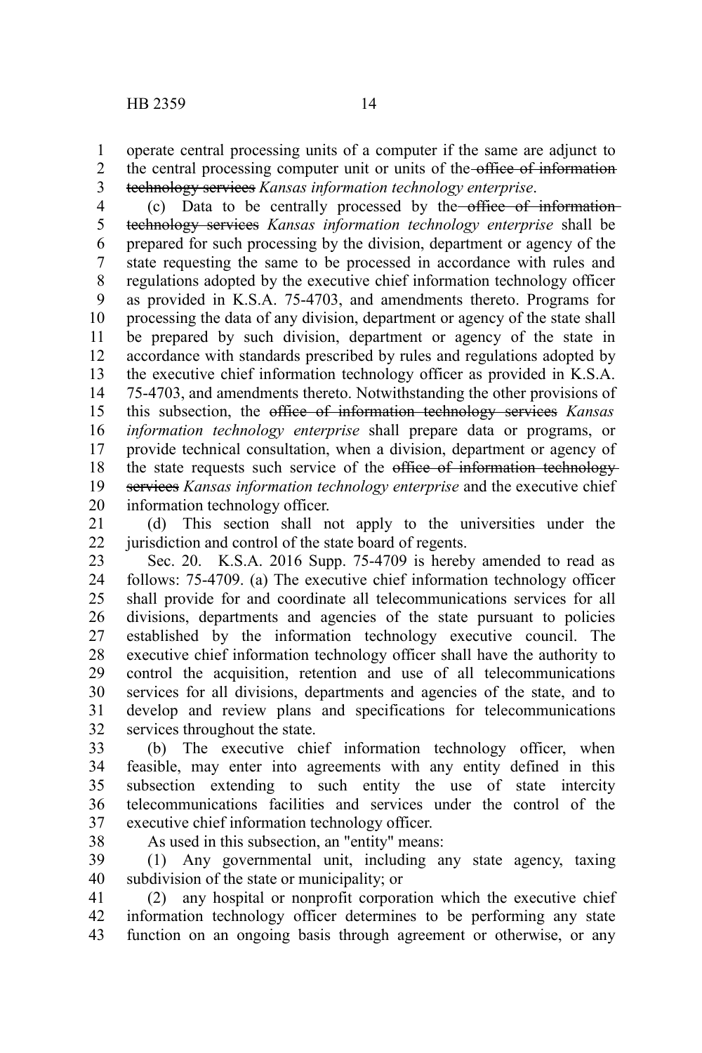operate central processing units of a computer if the same are adjunct to the central processing computer unit or units of the ~~office of information technology services~~ *Kansas information technology enterprise*.

(c) Data to be centrally processed by the ~~office of information technology services~~ *Kansas information technology enterprise* shall be prepared for such processing by the division, department or agency of the state requesting the same to be processed in accordance with rules and regulations adopted by the executive chief information technology officer as provided in K.S.A. 75-4703, and amendments thereto. Programs for processing the data of any division, department or agency of the state shall be prepared by such division, department or agency of the state in accordance with standards prescribed by rules and regulations adopted by the executive chief information technology officer as provided in K.S.A. 75-4703, and amendments thereto. Notwithstanding the other provisions of this subsection, the ~~office of information technology services~~ *Kansas information technology enterprise* shall prepare data or programs, or provide technical consultation, when a division, department or agency of the state requests such service of the ~~office of information technology services~~ *Kansas information technology enterprise* and the executive chief information technology officer.

(d) This section shall not apply to the universities under the jurisdiction and control of the state board of regents.

Sec. 20. K.S.A. 2016 Supp. 75-4709 is hereby amended to read as follows: 75-4709. (a) The executive chief information technology officer shall provide for and coordinate all telecommunications services for all divisions, departments and agencies of the state pursuant to policies established by the information technology executive council. The executive chief information technology officer shall have the authority to control the acquisition, retention and use of all telecommunications services for all divisions, departments and agencies of the state, and to develop and review plans and specifications for telecommunications services throughout the state.

(b) The executive chief information technology officer, when feasible, may enter into agreements with any entity defined in this subsection extending to such entity the use of state intercity telecommunications facilities and services under the control of the executive chief information technology officer.

As used in this subsection, an "entity" means:

(1) Any governmental unit, including any state agency, taxing subdivision of the state or municipality; or

(2) any hospital or nonprofit corporation which the executive chief information technology officer determines to be performing any state function on an ongoing basis through agreement or otherwise, or any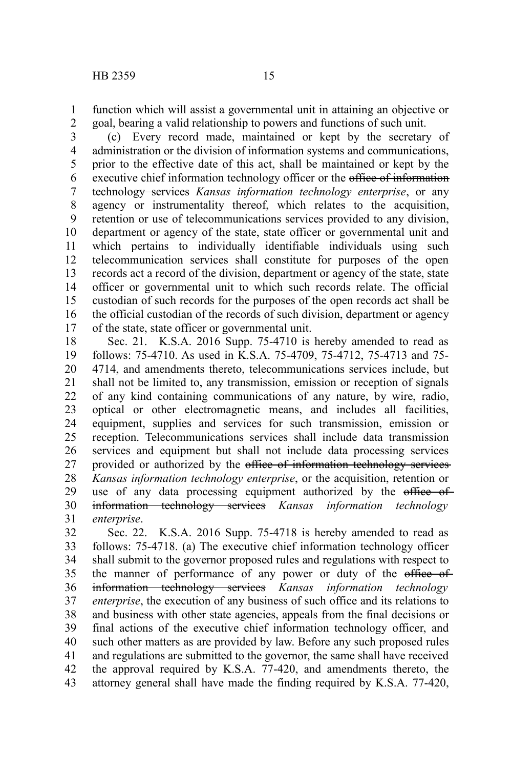function which will assist a governmental unit in attaining an objective or goal, bearing a valid relationship to powers and functions of such unit.

(c) Every record made, maintained or kept by the secretary of administration or the division of information systems and communications, prior to the effective date of this act, shall be maintained or kept by the executive chief information technology officer or the ~~office of information technology services~~ *Kansas information technology enterprise*, or any agency or instrumentality thereof, which relates to the acquisition, retention or use of telecommunications services provided to any division, department or agency of the state, state officer or governmental unit and which pertains to individually identifiable individuals using such telecommunication services shall constitute for purposes of the open records act a record of the division, department or agency of the state, state officer or governmental unit to which such records relate. The official custodian of such records for the purposes of the open records act shall be the official custodian of the records of such division, department or agency of the state, state officer or governmental unit.

Sec. 21. K.S.A. 2016 Supp. 75-4710 is hereby amended to read as follows: 75-4710. As used in K.S.A. 75-4709, 75-4712, 75-4713 and 75-4714, and amendments thereto, telecommunications services include, but shall not be limited to, any transmission, emission or reception of signals of any kind containing communications of any nature, by wire, radio, optical or other electromagnetic means, and includes all facilities, equipment, supplies and services for such transmission, emission or reception. Telecommunications services shall include data transmission services and equipment but shall not include data processing services provided or authorized by the ~~office of information technology services~~ *Kansas information technology enterprise*, or the acquisition, retention or use of any data processing equipment authorized by the ~~office of information technology services~~ *Kansas information technology enterprise*.

Sec. 22. K.S.A. 2016 Supp. 75-4718 is hereby amended to read as follows: 75-4718. (a) The executive chief information technology officer shall submit to the governor proposed rules and regulations with respect to the manner of performance of any power or duty of the ~~office of information technology services~~ *Kansas information technology enterprise*, the execution of any business of such office and its relations to and business with other state agencies, appeals from the final decisions or final actions of the executive chief information technology officer, and such other matters as are provided by law. Before any such proposed rules and regulations are submitted to the governor, the same shall have received the approval required by K.S.A. 77-420, and amendments thereto, the attorney general shall have made the finding required by K.S.A. 77-420,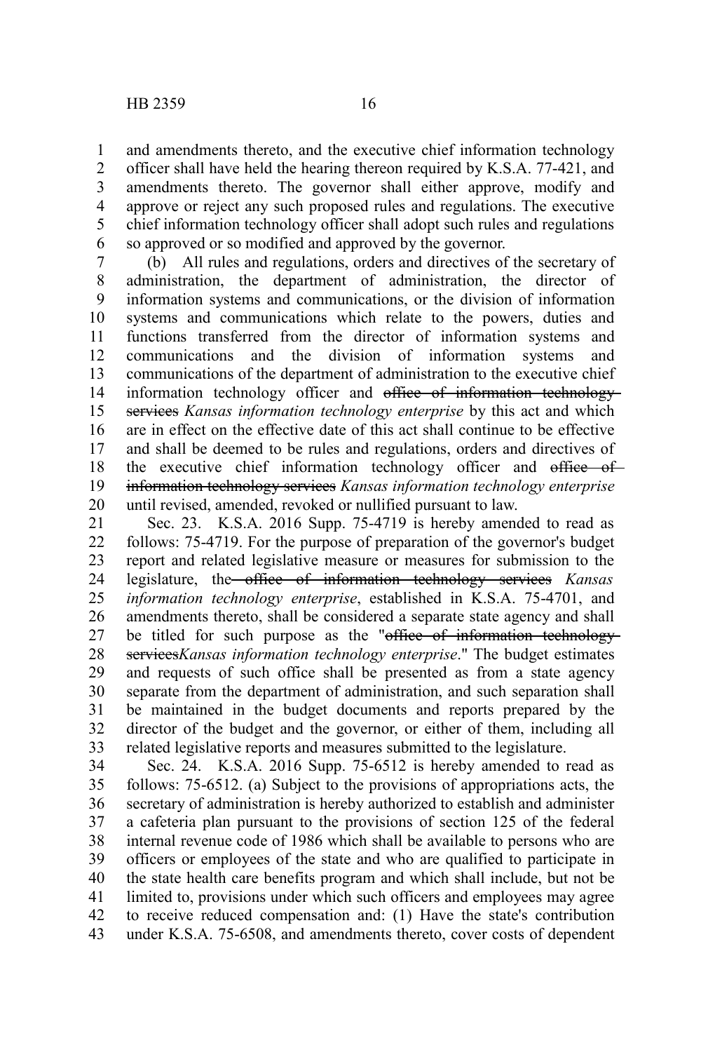and amendments thereto, and the executive chief information technology officer shall have held the hearing thereon required by K.S.A. 77-421, and amendments thereto. The governor shall either approve, modify and approve or reject any such proposed rules and regulations. The executive chief information technology officer shall adopt such rules and regulations so approved or so modified and approved by the governor.

(b) All rules and regulations, orders and directives of the secretary of administration, the department of administration, the director of information systems and communications, or the division of information systems and communications which relate to the powers, duties and functions transferred from the director of information systems and communications and the division of information systems and communications of the department of administration to the executive chief information technology officer and ~~office of information technology services~~ *Kansas information technology enterprise* by this act and which are in effect on the effective date of this act shall continue to be effective and shall be deemed to be rules and regulations, orders and directives of the executive chief information technology officer and ~~office of information technology services~~ *Kansas information technology enterprise* until revised, amended, revoked or nullified pursuant to law.

Sec. 23. K.S.A. 2016 Supp. 75-4719 is hereby amended to read as follows: 75-4719. For the purpose of preparation of the governor's budget report and related legislative measure or measures for submission to the legislature, the ~~office of information technology services~~ *Kansas information technology enterprise*, established in K.S.A. 75-4701, and amendments thereto, shall be considered a separate state agency and shall be titled for such purpose as the "~~office of information technology services~~*Kansas information technology enterprise*." The budget estimates and requests of such office shall be presented as from a state agency separate from the department of administration, and such separation shall be maintained in the budget documents and reports prepared by the director of the budget and the governor, or either of them, including all related legislative reports and measures submitted to the legislature.

Sec. 24. K.S.A. 2016 Supp. 75-6512 is hereby amended to read as follows: 75-6512. (a) Subject to the provisions of appropriations acts, the secretary of administration is hereby authorized to establish and administer a cafeteria plan pursuant to the provisions of section 125 of the federal internal revenue code of 1986 which shall be available to persons who are officers or employees of the state and who are qualified to participate in the state health care benefits program and which shall include, but not be limited to, provisions under which such officers and employees may agree to receive reduced compensation and: (1) Have the state's contribution under K.S.A. 75-6508, and amendments thereto, cover costs of dependent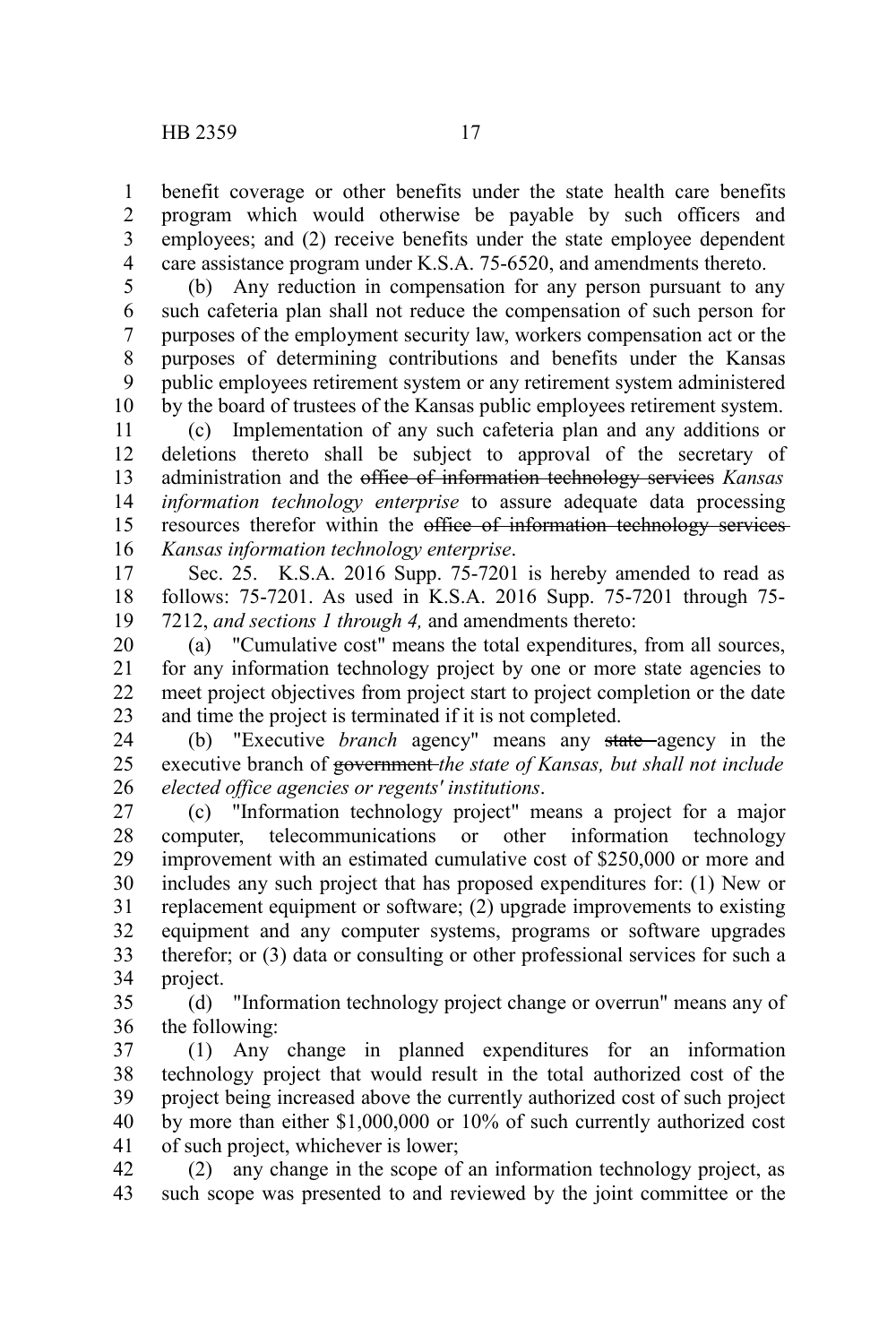benefit coverage or other benefits under the state health care benefits program which would otherwise be payable by such officers and employees; and (2) receive benefits under the state employee dependent care assistance program under K.S.A. 75-6520, and amendments thereto.

(b) Any reduction in compensation for any person pursuant to any such cafeteria plan shall not reduce the compensation of such person for purposes of the employment security law, workers compensation act or the purposes of determining contributions and benefits under the Kansas public employees retirement system or any retirement system administered by the board of trustees of the Kansas public employees retirement system.

(c) Implementation of any such cafeteria plan and any additions or deletions thereto shall be subject to approval of the secretary of administration and the ~~office of information technology services~~ *Kansas information technology enterprise* to assure adequate data processing resources therefor within the ~~office of information technology services~~ *Kansas information technology enterprise*.

Sec. 25. K.S.A. 2016 Supp. 75-7201 is hereby amended to read as follows: 75-7201. As used in K.S.A. 2016 Supp. 75-7201 through 75-7212, *and sections 1 through 4,* and amendments thereto:

(a) "Cumulative cost" means the total expenditures, from all sources, for any information technology project by one or more state agencies to meet project objectives from project start to project completion or the date and time the project is terminated if it is not completed.

(b) "Executive *branch* agency" means any ~~state~~ agency in the executive branch of ~~government~~ *the state of Kansas, but shall not include elected office agencies or regents' institutions*.

(c) "Information technology project" means a project for a major computer, telecommunications or other information technology improvement with an estimated cumulative cost of $250,000 or more and includes any such project that has proposed expenditures for: (1) New or replacement equipment or software; (2) upgrade improvements to existing equipment and any computer systems, programs or software upgrades therefor; or (3) data or consulting or other professional services for such a project.

(d) "Information technology project change or overrun" means any of the following:

(1) Any change in planned expenditures for an information technology project that would result in the total authorized cost of the project being increased above the currently authorized cost of such project by more than either $1,000,000 or 10% of such currently authorized cost of such project, whichever is lower;

(2) any change in the scope of an information technology project, as such scope was presented to and reviewed by the joint committee or the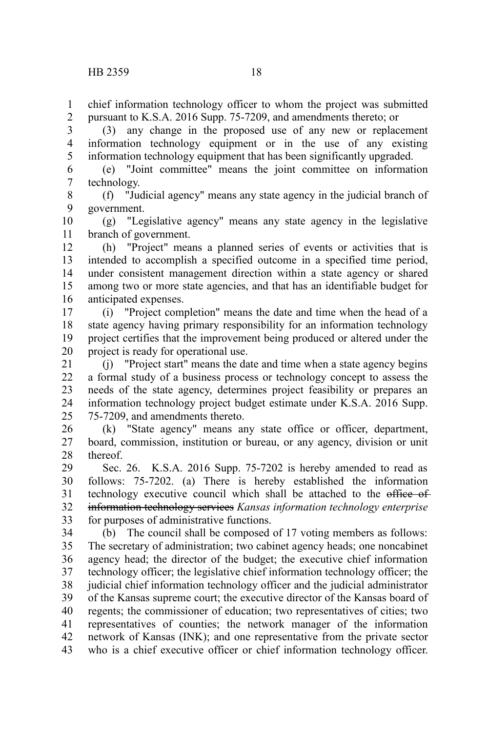chief information technology officer to whom the project was submitted pursuant to K.S.A. 2016 Supp. 75-7209, and amendments thereto; or

(3) any change in the proposed use of any new or replacement information technology equipment or in the use of any existing information technology equipment that has been significantly upgraded.

(e) "Joint committee" means the joint committee on information technology.

(f) "Judicial agency" means any state agency in the judicial branch of government.

(g) "Legislative agency" means any state agency in the legislative branch of government.

(h) "Project" means a planned series of events or activities that is intended to accomplish a specified outcome in a specified time period, under consistent management direction within a state agency or shared among two or more state agencies, and that has an identifiable budget for anticipated expenses.

(i) "Project completion" means the date and time when the head of a state agency having primary responsibility for an information technology project certifies that the improvement being produced or altered under the project is ready for operational use.

(j) "Project start" means the date and time when a state agency begins a formal study of a business process or technology concept to assess the needs of the state agency, determines project feasibility or prepares an information technology project budget estimate under K.S.A. 2016 Supp. 75-7209, and amendments thereto.

(k) "State agency" means any state office or officer, department, board, commission, institution or bureau, or any agency, division or unit thereof.

Sec. 26. K.S.A. 2016 Supp. 75-7202 is hereby amended to read as follows: 75-7202. (a) There is hereby established the information technology executive council which shall be attached to the ~~office of information technology services~~ *Kansas information technology enterprise* for purposes of administrative functions.

(b) The council shall be composed of 17 voting members as follows: The secretary of administration; two cabinet agency heads; one noncabinet agency head; the director of the budget; the executive chief information technology officer; the legislative chief information technology officer; the judicial chief information technology officer and the judicial administrator of the Kansas supreme court; the executive director of the Kansas board of regents; the commissioner of education; two representatives of cities; two representatives of counties; the network manager of the information network of Kansas (INK); and one representative from the private sector who is a chief executive officer or chief information technology officer.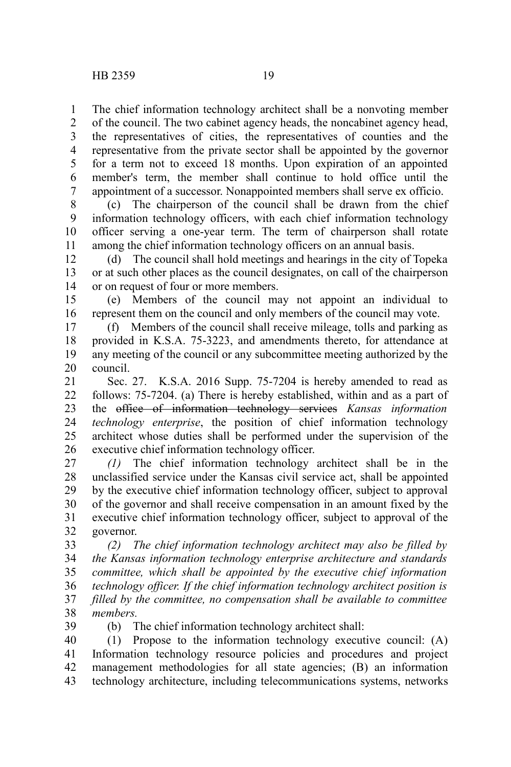The chief information technology architect shall be a nonvoting member of the council. The two cabinet agency heads, the noncabinet agency head, the representatives of cities, the representatives of counties and the representative from the private sector shall be appointed by the governor for a term not to exceed 18 months. Upon expiration of an appointed member's term, the member shall continue to hold office until the appointment of a successor. Nonappointed members shall serve ex officio.

(c) The chairperson of the council shall be drawn from the chief information technology officers, with each chief information technology officer serving a one-year term. The term of chairperson shall rotate among the chief information technology officers on an annual basis.

(d) The council shall hold meetings and hearings in the city of Topeka or at such other places as the council designates, on call of the chairperson or on request of four or more members.

(e) Members of the council may not appoint an individual to represent them on the council and only members of the council may vote.

(f) Members of the council shall receive mileage, tolls and parking as provided in K.S.A. 75-3223, and amendments thereto, for attendance at any meeting of the council or any subcommittee meeting authorized by the council.

Sec. 27. K.S.A. 2016 Supp. 75-7204 is hereby amended to read as follows: 75-7204. (a) There is hereby established, within and as a part of the ~~office of information technology services~~ *Kansas information technology enterprise*, the position of chief information technology architect whose duties shall be performed under the supervision of the executive chief information technology officer.

*(1)* The chief information technology architect shall be in the unclassified service under the Kansas civil service act, shall be appointed by the executive chief information technology officer, subject to approval of the governor and shall receive compensation in an amount fixed by the executive chief information technology officer, subject to approval of the governor.

*(2) The chief information technology architect may also be filled by the Kansas information technology enterprise architecture and standards committee, which shall be appointed by the executive chief information technology officer. If the chief information technology architect position is filled by the committee, no compensation shall be available to committee members.*

(b) The chief information technology architect shall:

(1) Propose to the information technology executive council: (A) Information technology resource policies and procedures and project management methodologies for all state agencies; (B) an information technology architecture, including telecommunications systems, networks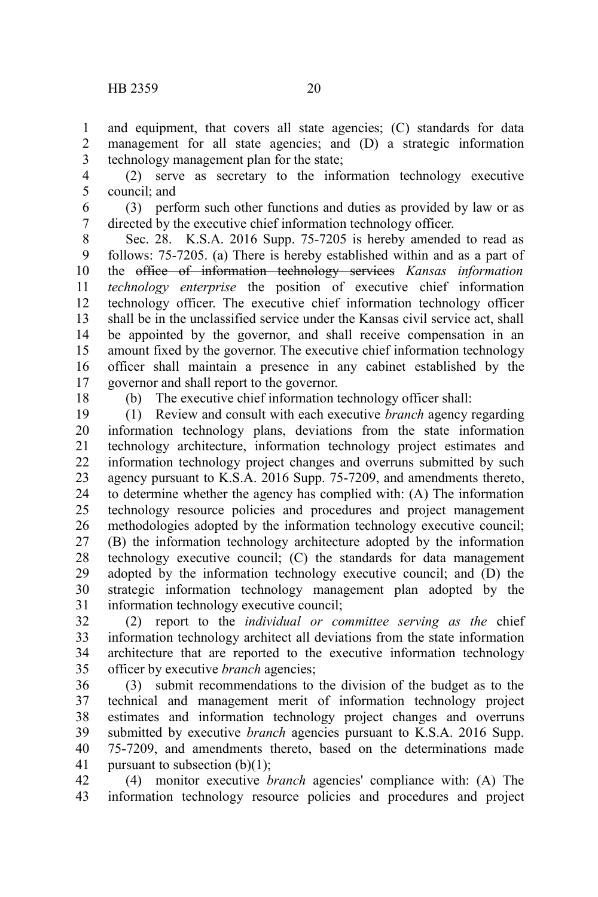and equipment, that covers all state agencies; (C) standards for data management for all state agencies; and (D) a strategic information technology management plan for the state;

(2) serve as secretary to the information technology executive council; and

(3) perform such other functions and duties as provided by law or as directed by the executive chief information technology officer.

Sec. 28. K.S.A. 2016 Supp. 75-7205 is hereby amended to read as follows: 75-7205. (a) There is hereby established within and as a part of the ~~office of information technology services~~ *Kansas information technology enterprise* the position of executive chief information technology officer. The executive chief information technology officer shall be in the unclassified service under the Kansas civil service act, shall be appointed by the governor, and shall receive compensation in an amount fixed by the governor. The executive chief information technology officer shall maintain a presence in any cabinet established by the governor and shall report to the governor.

(b) The executive chief information technology officer shall:

(1) Review and consult with each executive *branch* agency regarding information technology plans, deviations from the state information technology architecture, information technology project estimates and information technology project changes and overruns submitted by such agency pursuant to K.S.A. 2016 Supp. 75-7209, and amendments thereto, to determine whether the agency has complied with: (A) The information technology resource policies and procedures and project management methodologies adopted by the information technology executive council; (B) the information technology architecture adopted by the information technology executive council; (C) the standards for data management adopted by the information technology executive council; and (D) the strategic information technology management plan adopted by the information technology executive council;

(2) report to the *individual or committee serving as the* chief information technology architect all deviations from the state information architecture that are reported to the executive information technology officer by executive *branch* agencies;

(3) submit recommendations to the division of the budget as to the technical and management merit of information technology project estimates and information technology project changes and overruns submitted by executive *branch* agencies pursuant to K.S.A. 2016 Supp. 75-7209, and amendments thereto, based on the determinations made pursuant to subsection (b)(1);

(4) monitor executive *branch* agencies' compliance with: (A) The information technology resource policies and procedures and project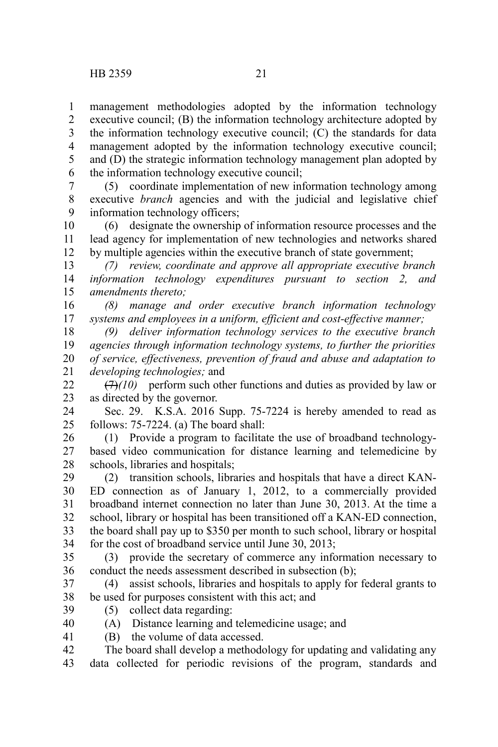management methodologies adopted by the information technology executive council; (B) the information technology architecture adopted by the information technology executive council; (C) the standards for data management adopted by the information technology executive council; and (D) the strategic information technology management plan adopted by the information technology executive council;

(5) coordinate implementation of new information technology among executive *branch* agencies and with the judicial and legislative chief information technology officers;

(6) designate the ownership of information resource processes and the lead agency for implementation of new technologies and networks shared by multiple agencies within the executive branch of state government;

*(7) review, coordinate and approve all appropriate executive branch information technology expenditures pursuant to section 2, and amendments thereto;*

*(8) manage and order executive branch information technology systems and employees in a uniform, efficient and cost-effective manner;*

*(9) deliver information technology services to the executive branch agencies through information technology systems, to further the priorities of service, effectiveness, prevention of fraud and abuse and adaptation to developing technologies;* and

~~(7)~~*(10)* perform such other functions and duties as provided by law or as directed by the governor.

Sec. 29. K.S.A. 2016 Supp. 75-7224 is hereby amended to read as follows: 75-7224. (a) The board shall:

(1) Provide a program to facilitate the use of broadband technology-based video communication for distance learning and telemedicine by schools, libraries and hospitals;

(2) transition schools, libraries and hospitals that have a direct KAN-ED connection as of January 1, 2012, to a commercially provided broadband internet connection no later than June 30, 2013. At the time a school, library or hospital has been transitioned off a KAN-ED connection, the board shall pay up to $350 per month to such school, library or hospital for the cost of broadband service until June 30, 2013;

(3) provide the secretary of commerce any information necessary to conduct the needs assessment described in subsection (b);

(4) assist schools, libraries and hospitals to apply for federal grants to be used for purposes consistent with this act; and

(5) collect data regarding:

(A) Distance learning and telemedicine usage; and

(B) the volume of data accessed.

The board shall develop a methodology for updating and validating any data collected for periodic revisions of the program, standards and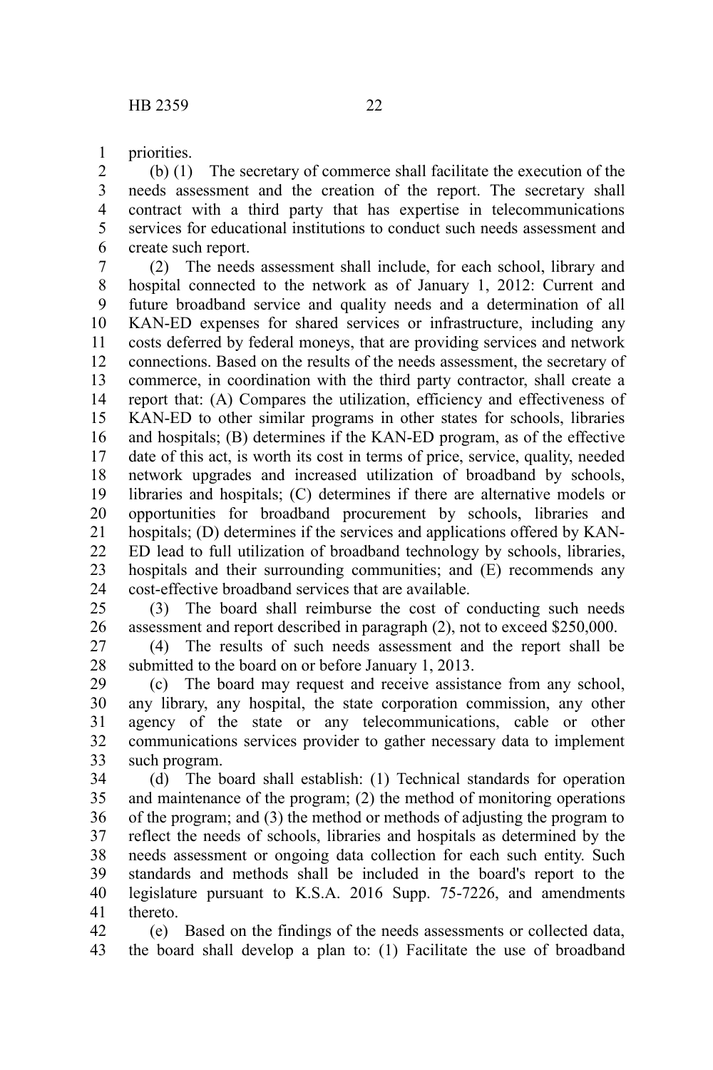priorities.

(b) (1) The secretary of commerce shall facilitate the execution of the needs assessment and the creation of the report. The secretary shall contract with a third party that has expertise in telecommunications services for educational institutions to conduct such needs assessment and create such report.

(2) The needs assessment shall include, for each school, library and hospital connected to the network as of January 1, 2012: Current and future broadband service and quality needs and a determination of all KAN-ED expenses for shared services or infrastructure, including any costs deferred by federal moneys, that are providing services and network connections. Based on the results of the needs assessment, the secretary of commerce, in coordination with the third party contractor, shall create a report that: (A) Compares the utilization, efficiency and effectiveness of KAN-ED to other similar programs in other states for schools, libraries and hospitals; (B) determines if the KAN-ED program, as of the effective date of this act, is worth its cost in terms of price, service, quality, needed network upgrades and increased utilization of broadband by schools, libraries and hospitals; (C) determines if there are alternative models or opportunities for broadband procurement by schools, libraries and hospitals; (D) determines if the services and applications offered by KAN-ED lead to full utilization of broadband technology by schools, libraries, hospitals and their surrounding communities; and (E) recommends any cost-effective broadband services that are available.

(3) The board shall reimburse the cost of conducting such needs assessment and report described in paragraph (2), not to exceed $250,000.

(4) The results of such needs assessment and the report shall be submitted to the board on or before January 1, 2013.

(c) The board may request and receive assistance from any school, any library, any hospital, the state corporation commission, any other agency of the state or any telecommunications, cable or other communications services provider to gather necessary data to implement such program.

(d) The board shall establish: (1) Technical standards for operation and maintenance of the program; (2) the method of monitoring operations of the program; and (3) the method or methods of adjusting the program to reflect the needs of schools, libraries and hospitals as determined by the needs assessment or ongoing data collection for each such entity. Such standards and methods shall be included in the board's report to the legislature pursuant to K.S.A. 2016 Supp. 75-7226, and amendments thereto.

(e) Based on the findings of the needs assessments or collected data, the board shall develop a plan to: (1) Facilitate the use of broadband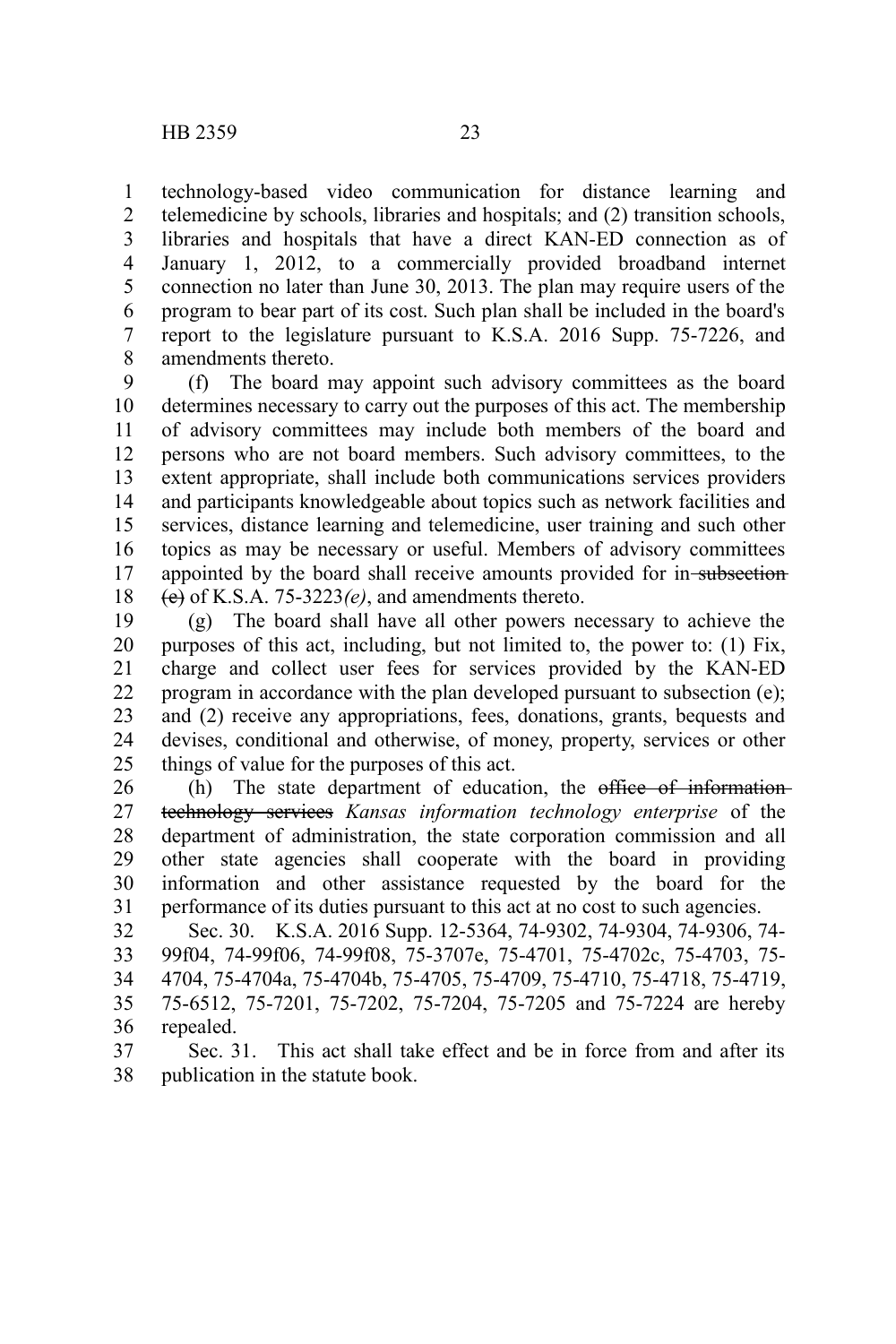technology-based video communication for distance learning and telemedicine by schools, libraries and hospitals; and (2) transition schools, libraries and hospitals that have a direct KAN-ED connection as of January 1, 2012, to a commercially provided broadband internet connection no later than June 30, 2013. The plan may require users of the program to bear part of its cost. Such plan shall be included in the board's report to the legislature pursuant to K.S.A. 2016 Supp. 75-7226, and amendments thereto.

(f) The board may appoint such advisory committees as the board determines necessary to carry out the purposes of this act. The membership of advisory committees may include both members of the board and persons who are not board members. Such advisory committees, to the extent appropriate, shall include both communications services providers and participants knowledgeable about topics such as network facilities and services, distance learning and telemedicine, user training and such other topics as may be necessary or useful. Members of advisory committees appointed by the board shall receive amounts provided for in ~~subsection (e)~~ of K.S.A. 75-3223*(e)*, and amendments thereto.

(g) The board shall have all other powers necessary to achieve the purposes of this act, including, but not limited to, the power to: (1) Fix, charge and collect user fees for services provided by the KAN-ED program in accordance with the plan developed pursuant to subsection (e); and (2) receive any appropriations, fees, donations, grants, bequests and devises, conditional and otherwise, of money, property, services or other things of value for the purposes of this act.

(h) The state department of education, the ~~office of information technology services~~ *Kansas information technology enterprise* of the department of administration, the state corporation commission and all other state agencies shall cooperate with the board in providing information and other assistance requested by the board for the performance of its duties pursuant to this act at no cost to such agencies.

Sec. 30. K.S.A. 2016 Supp. 12-5364, 74-9302, 74-9304, 74-9306, 74-99f04, 74-99f06, 74-99f08, 75-3707e, 75-4701, 75-4702c, 75-4703, 75-4704, 75-4704a, 75-4704b, 75-4705, 75-4709, 75-4710, 75-4718, 75-4719, 75-6512, 75-7201, 75-7202, 75-7204, 75-7205 and 75-7224 are hereby repealed.

Sec. 31. This act shall take effect and be in force from and after its publication in the statute book.